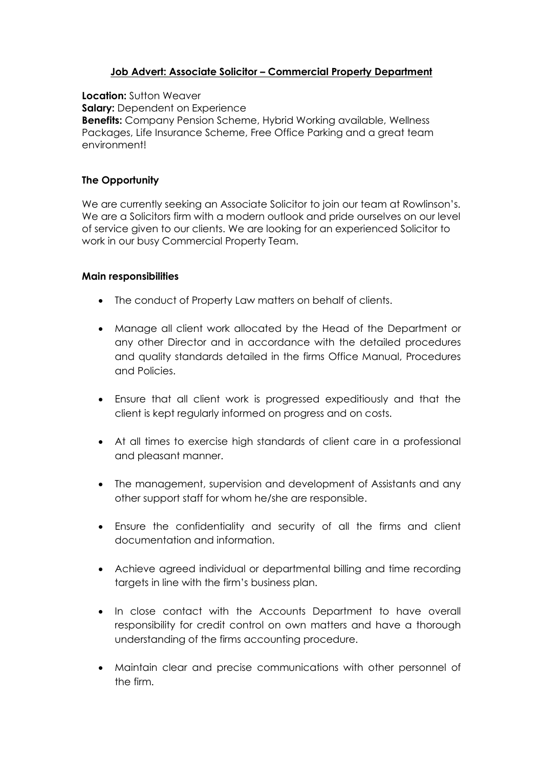# **Job Advert: Associate Solicitor – Commercial Property Department**

**Location:** Sutton Weaver
**Salary:** Dependent on Experience
**Benefits:** Company Pension Scheme, Hybrid Working available, Wellness Packages, Life Insurance Scheme, Free Office Parking and a great team environment!

## **The Opportunity**

We are currently seeking an Associate Solicitor to join our team at Rowlinson's. We are a Solicitors firm with a modern outlook and pride ourselves on our level of service given to our clients. We are looking for an experienced Solicitor to work in our busy Commercial Property Team.

## **Main responsibilities**

- The conduct of Property Law matters on behalf of clients.
- Manage all client work allocated by the Head of the Department or any other Director and in accordance with the detailed procedures and quality standards detailed in the firms Office Manual, Procedures and Policies.
- Ensure that all client work is progressed expeditiously and that the client is kept regularly informed on progress and on costs.
- At all times to exercise high standards of client care in a professional and pleasant manner.
- The management, supervision and development of Assistants and any other support staff for whom he/she are responsible.
- Ensure the confidentiality and security of all the firms and client documentation and information.
- Achieve agreed individual or departmental billing and time recording targets in line with the firm's business plan.
- In close contact with the Accounts Department to have overall responsibility for credit control on own matters and have a thorough understanding of the firms accounting procedure.
- Maintain clear and precise communications with other personnel of the firm.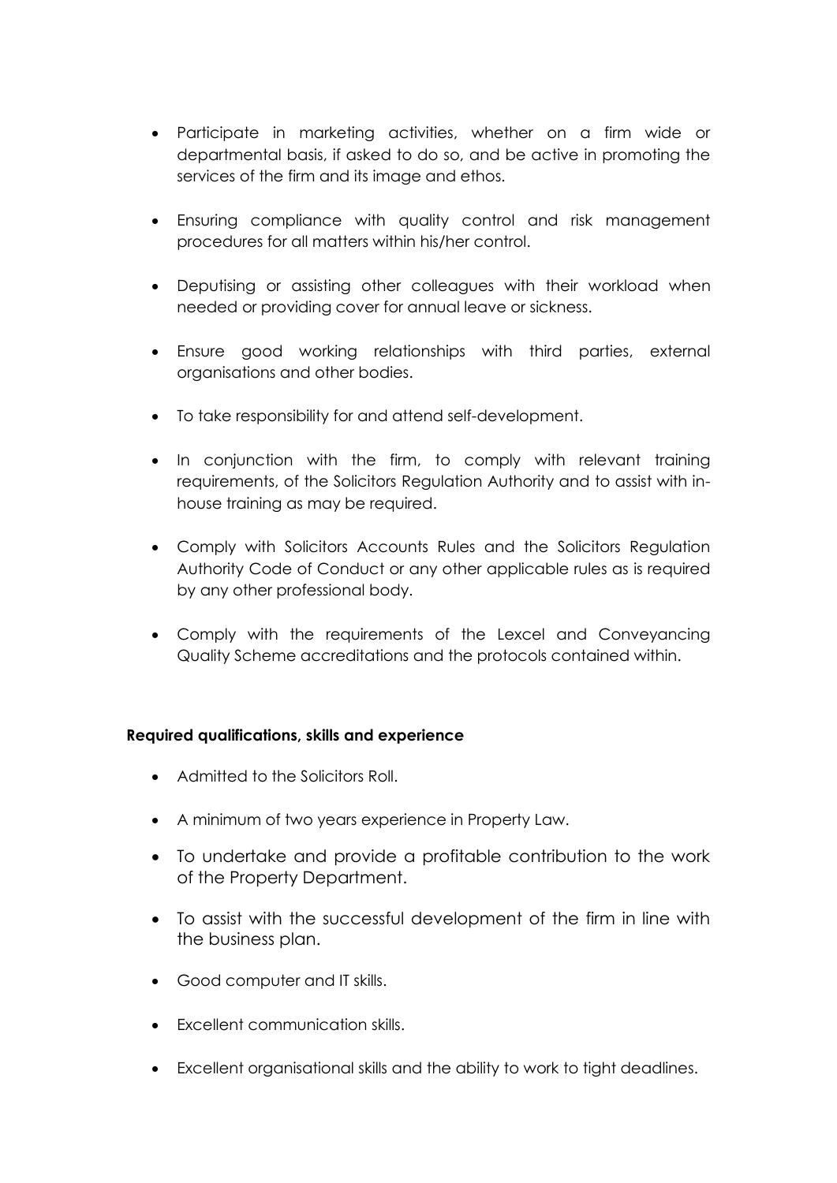- Participate in marketing activities, whether on a firm wide or departmental basis, if asked to do so, and be active in promoting the services of the firm and its image and ethos.

- Ensuring compliance with quality control and risk management procedures for all matters within his/her control.

- Deputising or assisting other colleagues with their workload when needed or providing cover for annual leave or sickness.

- Ensure good working relationships with third parties, external organisations and other bodies.

- To take responsibility for and attend self-development.

- In conjunction with the firm, to comply with relevant training requirements, of the Solicitors Regulation Authority and to assist with in-house training as may be required.

- Comply with Solicitors Accounts Rules and the Solicitors Regulation Authority Code of Conduct or any other applicable rules as is required by any other professional body.

- Comply with the requirements of the Lexcel and Conveyancing Quality Scheme accreditations and the protocols contained within.

**Required qualifications, skills and experience**

- Admitted to the Solicitors Roll.

- A minimum of two years experience in Property Law.

- To undertake and provide a profitable contribution to the work of the Property Department.

- To assist with the successful development of the firm in line with the business plan.

- Good computer and IT skills.

- Excellent communication skills.

- Excellent organisational skills and the ability to work to tight deadlines.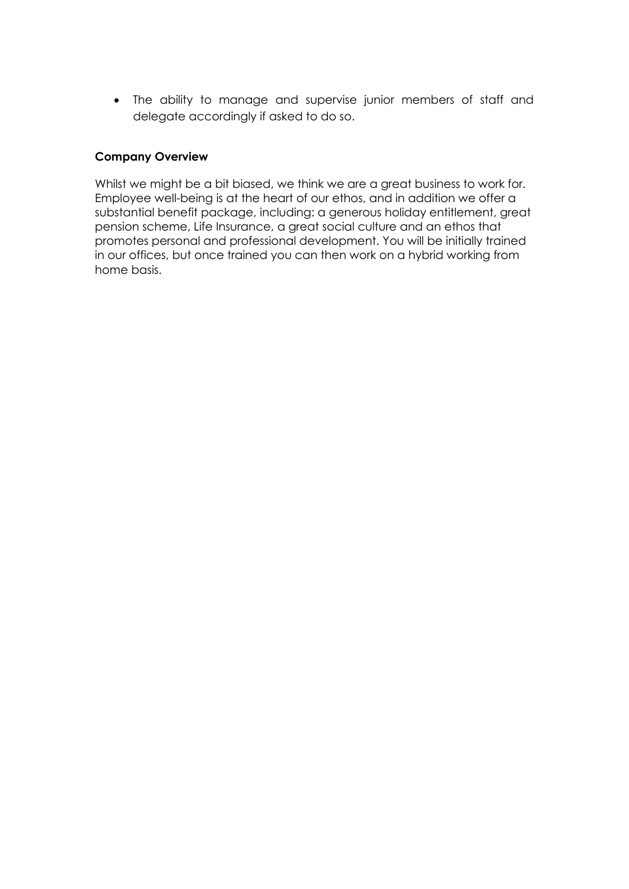- The ability to manage and supervise junior members of staff and delegate accordingly if asked to do so.

**Company Overview**

Whilst we might be a bit biased, we think we are a great business to work for. Employee well-being is at the heart of our ethos, and in addition we offer a substantial benefit package, including: a generous holiday entitlement, great pension scheme, Life Insurance, a great social culture and an ethos that promotes personal and professional development. You will be initially trained in our offices, but once trained you can then work on a hybrid working from home basis.